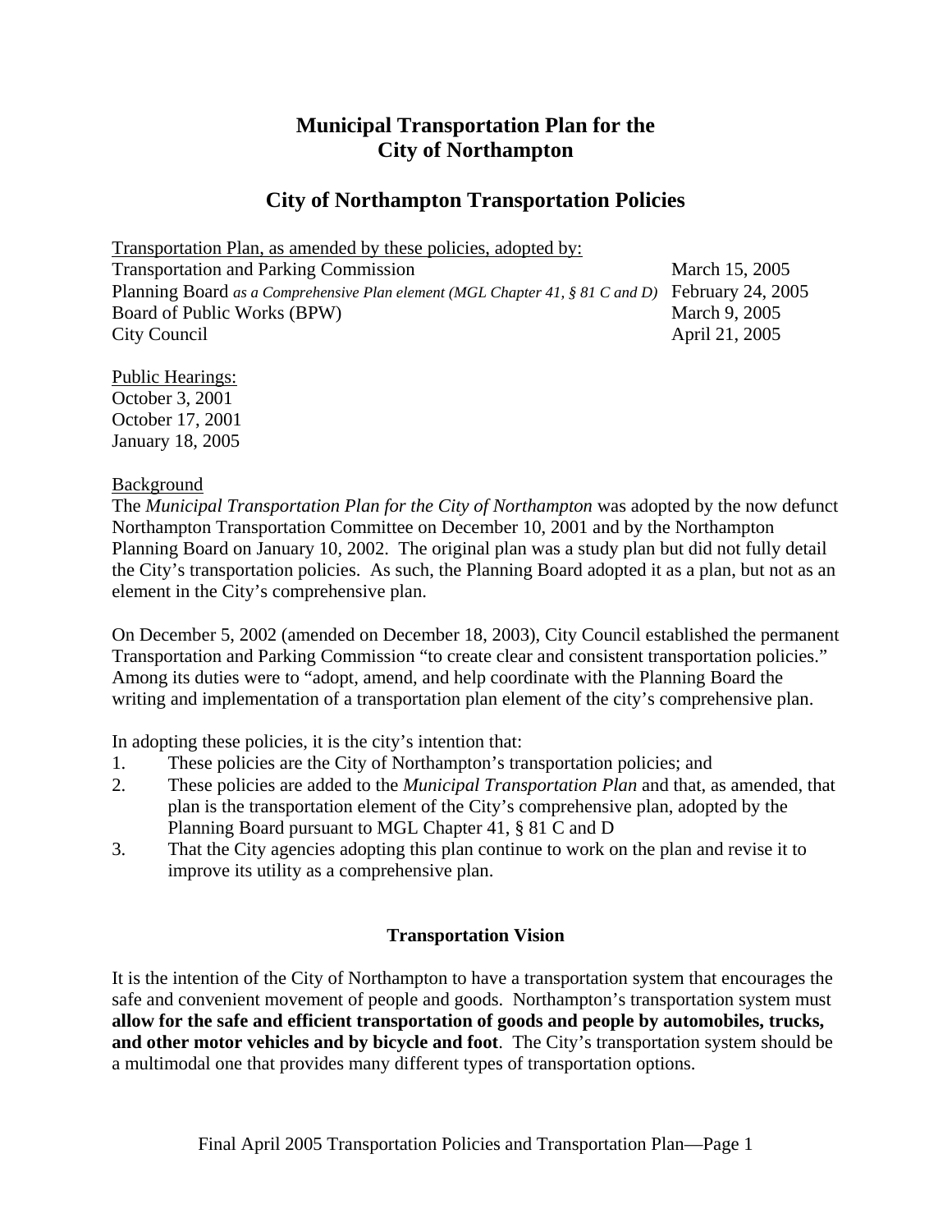# Municipal Transportation Plan for the City of Northampton

## City of Northampton Transportation Policies

Transportation Plan, as amended by these policies, adopted by:

| | |
|---|---|
| Transportation and Parking Commission | March 15, 2005 |
| Planning Board *as a Comprehensive Plan element (MGL Chapter 41, § 81 C and D)* | February 24, 2005 |
| Board of Public Works (BPW) | March 9, 2005 |
| City Council | April 21, 2005 |

Public Hearings:
October 3, 2001
October 17, 2001
January 18, 2005

Background

The *Municipal Transportation Plan for the City of Northampton* was adopted by the now defunct Northampton Transportation Committee on December 10, 2001 and by the Northampton Planning Board on January 10, 2002. The original plan was a study plan but did not fully detail the City's transportation policies. As such, the Planning Board adopted it as a plan, but not as an element in the City's comprehensive plan.

On December 5, 2002 (amended on December 18, 2003), City Council established the permanent Transportation and Parking Commission "to create clear and consistent transportation policies." Among its duties were to "adopt, amend, and help coordinate with the Planning Board the writing and implementation of a transportation plan element of the city's comprehensive plan.

In adopting these policies, it is the city's intention that:

1. These policies are the City of Northampton's transportation policies; and
2. These policies are added to the *Municipal Transportation Plan* and that, as amended, that plan is the transportation element of the City's comprehensive plan, adopted by the Planning Board pursuant to MGL Chapter 41, § 81 C and D
3. That the City agencies adopting this plan continue to work on the plan and revise it to improve its utility as a comprehensive plan.

### Transportation Vision

It is the intention of the City of Northampton to have a transportation system that encourages the safe and convenient movement of people and goods. Northampton's transportation system must **allow for the safe and efficient transportation of goods and people by automobiles, trucks, and other motor vehicles and by bicycle and foot**. The City's transportation system should be a multimodal one that provides many different types of transportation options.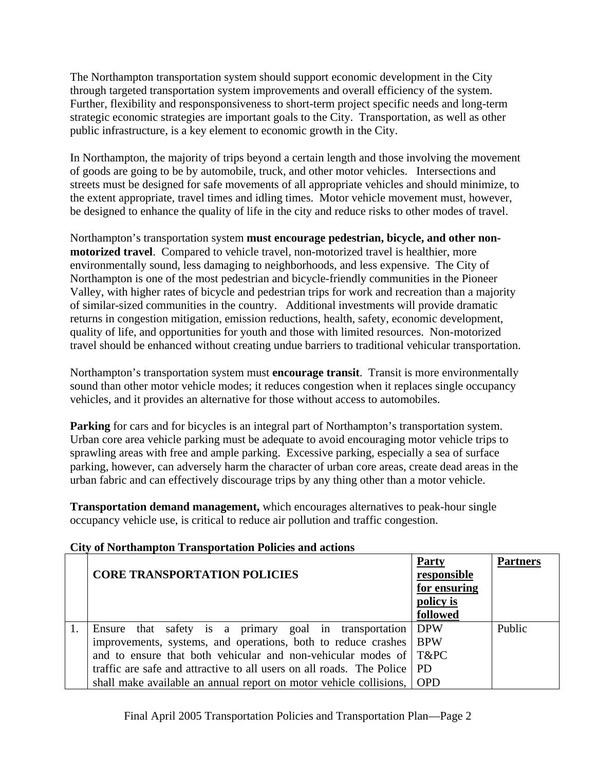The Northampton transportation system should support economic development in the City through targeted transportation system improvements and overall efficiency of the system. Further, flexibility and responsponsiveness to short-term project specific needs and long-term strategic economic strategies are important goals to the City. Transportation, as well as other public infrastructure, is a key element to economic growth in the City.

In Northampton, the majority of trips beyond a certain length and those involving the movement of goods are going to be by automobile, truck, and other motor vehicles. Intersections and streets must be designed for safe movements of all appropriate vehicles and should minimize, to the extent appropriate, travel times and idling times. Motor vehicle movement must, however, be designed to enhance the quality of life in the city and reduce risks to other modes of travel.

Northampton's transportation system **must encourage pedestrian, bicycle, and other non-motorized travel**. Compared to vehicle travel, non-motorized travel is healthier, more environmentally sound, less damaging to neighborhoods, and less expensive. The City of Northampton is one of the most pedestrian and bicycle-friendly communities in the Pioneer Valley, with higher rates of bicycle and pedestrian trips for work and recreation than a majority of similar-sized communities in the country. Additional investments will provide dramatic returns in congestion mitigation, emission reductions, health, safety, economic development, quality of life, and opportunities for youth and those with limited resources. Non-motorized travel should be enhanced without creating undue barriers to traditional vehicular transportation.

Northampton's transportation system must **encourage transit**. Transit is more environmentally sound than other motor vehicle modes; it reduces congestion when it replaces single occupancy vehicles, and it provides an alternative for those without access to automobiles.

**Parking** for cars and for bicycles is an integral part of Northampton's transportation system. Urban core area vehicle parking must be adequate to avoid encouraging motor vehicle trips to sprawling areas with free and ample parking. Excessive parking, especially a sea of surface parking, however, can adversely harm the character of urban core areas, create dead areas in the urban fabric and can effectively discourage trips by any thing other than a motor vehicle.

**Transportation demand management,** which encourages alternatives to peak-hour single occupancy vehicle use, is critical to reduce air pollution and traffic congestion.

**City of Northampton Transportation Policies and actions**

| | **CORE TRANSPORTATION POLICIES** | **Party responsible for ensuring policy is followed** | **Partners** |
|---|---|---|---|
| 1. | Ensure that safety is a primary goal in transportation improvements, systems, and operations, both to reduce crashes and to ensure that both vehicular and non-vehicular modes of traffic are safe and attractive to all users on all roads. The Police shall make available an annual report on motor vehicle collisions, | DPW<br>BPW<br>T&PC<br>PD<br>OPD | Public |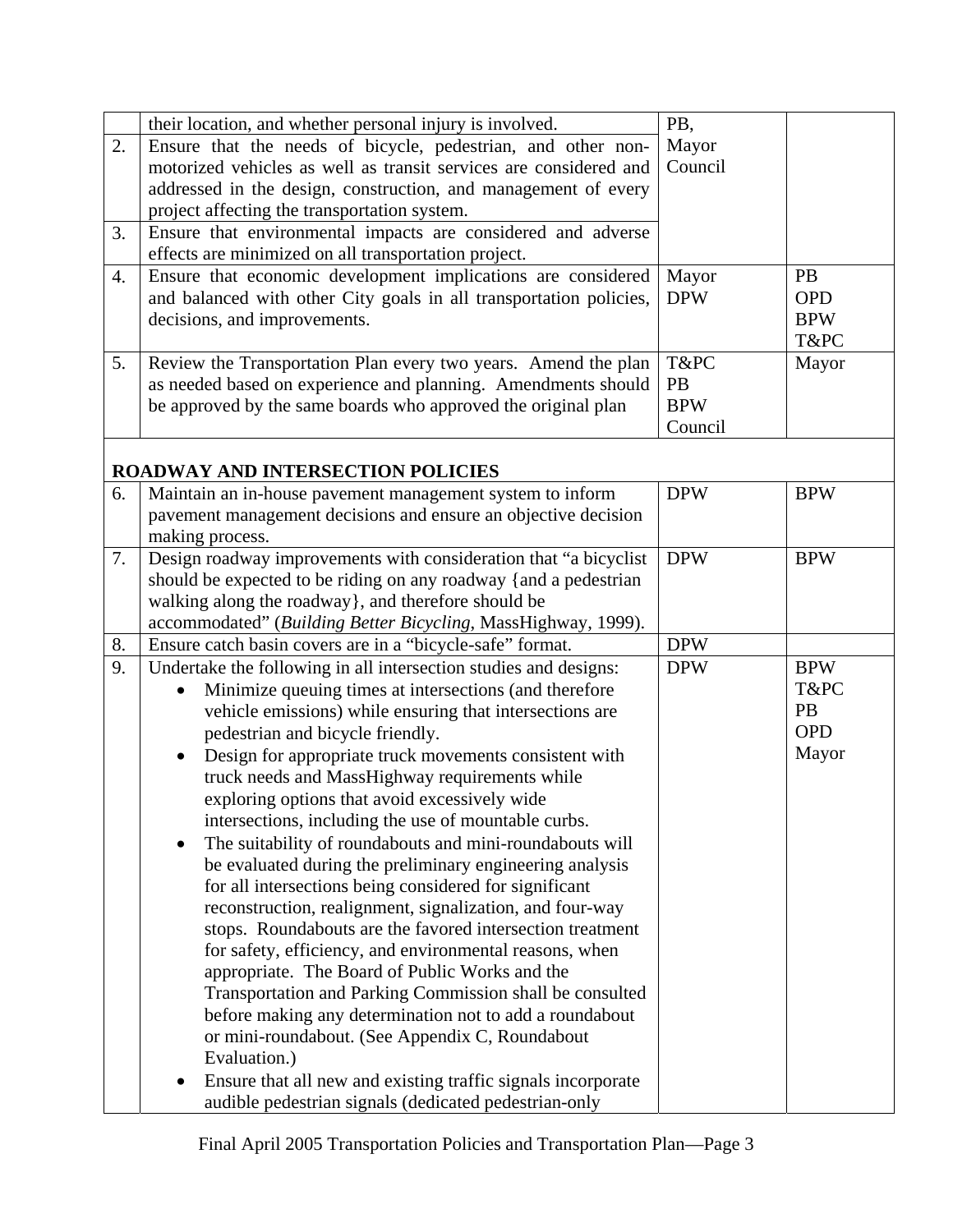| | | | |
|---|---|---|---|
| | their location, and whether personal injury is involved. | PB, Mayor Council | |
| 2. | Ensure that the needs of bicycle, pedestrian, and other non-motorized vehicles as well as transit services are considered and addressed in the design, construction, and management of every project affecting the transportation system. | | |
| 3. | Ensure that environmental impacts are considered and adverse effects are minimized on all transportation project. | | |
| 4. | Ensure that economic development implications are considered and balanced with other City goals in all transportation policies, decisions, and improvements. | Mayor DPW | PB OPD BPW T&PC |
| 5. | Review the Transportation Plan every two years. Amend the plan as needed based on experience and planning. Amendments should be approved by the same boards who approved the original plan | T&PC PB BPW Council | Mayor |
| | **ROADWAY AND INTERSECTION POLICIES** | | |
| 6. | Maintain an in-house pavement management system to inform pavement management decisions and ensure an objective decision making process. | DPW | BPW |
| 7. | Design roadway improvements with consideration that "a bicyclist should be expected to be riding on any roadway {and a pedestrian walking along the roadway}, and therefore should be accommodated" (*Building Better Bicycling*, MassHighway, 1999). | DPW | BPW |
| 8. | Ensure catch basin covers are in a "bicycle-safe" format. | DPW | |
| 9. | Undertake the following in all intersection studies and designs:<br>• Minimize queuing times at intersections (and therefore vehicle emissions) while ensuring that intersections are pedestrian and bicycle friendly.<br>• Design for appropriate truck movements consistent with truck needs and MassHighway requirements while exploring options that avoid excessively wide intersections, including the use of mountable curbs.<br>• The suitability of roundabouts and mini-roundabouts will be evaluated during the preliminary engineering analysis for all intersections being considered for significant reconstruction, realignment, signalization, and four-way stops. Roundabouts are the favored intersection treatment for safety, efficiency, and environmental reasons, when appropriate. The Board of Public Works and the Transportation and Parking Commission shall be consulted before making any determination not to add a roundabout or mini-roundabout. (See Appendix C, Roundabout Evaluation.)<br>• Ensure that all new and existing traffic signals incorporate audible pedestrian signals (dedicated pedestrian-only | DPW | BPW T&PC PB OPD Mayor |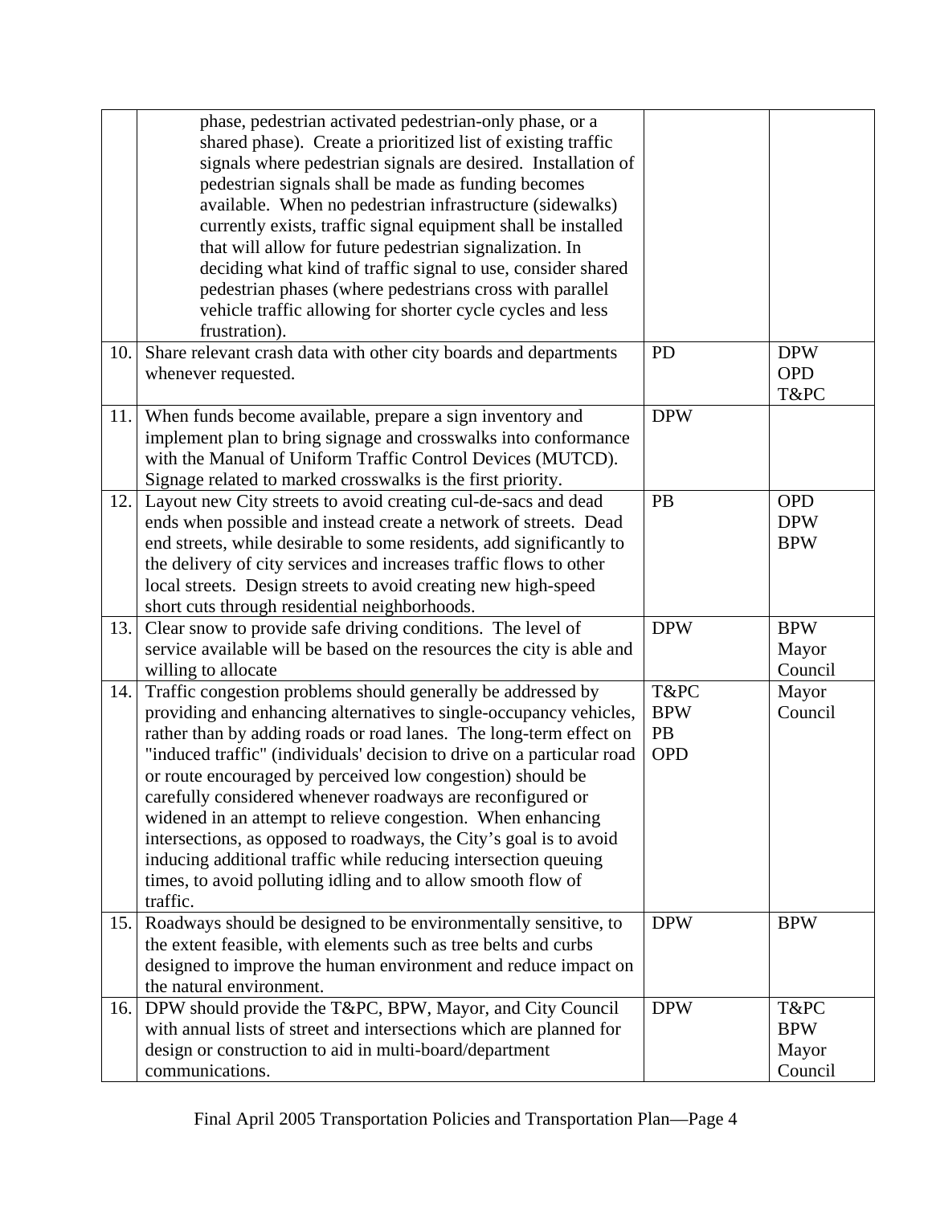| | | | |
|---|---|---|---|
| | phase, pedestrian activated pedestrian-only phase, or a shared phase). Create a prioritized list of existing traffic signals where pedestrian signals are desired. Installation of pedestrian signals shall be made as funding becomes available. When no pedestrian infrastructure (sidewalks) currently exists, traffic signal equipment shall be installed that will allow for future pedestrian signalization. In deciding what kind of traffic signal to use, consider shared pedestrian phases (where pedestrians cross with parallel vehicle traffic allowing for shorter cycle cycles and less frustration). | | |
| 10. | Share relevant crash data with other city boards and departments whenever requested. | PD | DPW<br>OPD<br>T&PC |
| 11. | When funds become available, prepare a sign inventory and implement plan to bring signage and crosswalks into conformance with the Manual of Uniform Traffic Control Devices (MUTCD). Signage related to marked crosswalks is the first priority. | DPW | |
| 12. | Layout new City streets to avoid creating cul-de-sacs and dead ends when possible and instead create a network of streets. Dead end streets, while desirable to some residents, add significantly to the delivery of city services and increases traffic flows to other local streets. Design streets to avoid creating new high-speed short cuts through residential neighborhoods. | PB | OPD<br>DPW<br>BPW |
| 13. | Clear snow to provide safe driving conditions. The level of service available will be based on the resources the city is able and willing to allocate | DPW | BPW<br>Mayor<br>Council |
| 14. | Traffic congestion problems should generally be addressed by providing and enhancing alternatives to single-occupancy vehicles, rather than by adding roads or road lanes. The long-term effect on "induced traffic" (individuals' decision to drive on a particular road or route encouraged by perceived low congestion) should be carefully considered whenever roadways are reconfigured or widened in an attempt to relieve congestion. When enhancing intersections, as opposed to roadways, the City's goal is to avoid inducing additional traffic while reducing intersection queuing times, to avoid polluting idling and to allow smooth flow of traffic. | T&PC<br>BPW<br>PB<br>OPD | Mayor<br>Council |
| 15. | Roadways should be designed to be environmentally sensitive, to the extent feasible, with elements such as tree belts and curbs designed to improve the human environment and reduce impact on the natural environment. | DPW | BPW |
| 16. | DPW should provide the T&PC, BPW, Mayor, and City Council with annual lists of street and intersections which are planned for design or construction to aid in multi-board/department communications. | DPW | T&PC<br>BPW<br>Mayor<br>Council |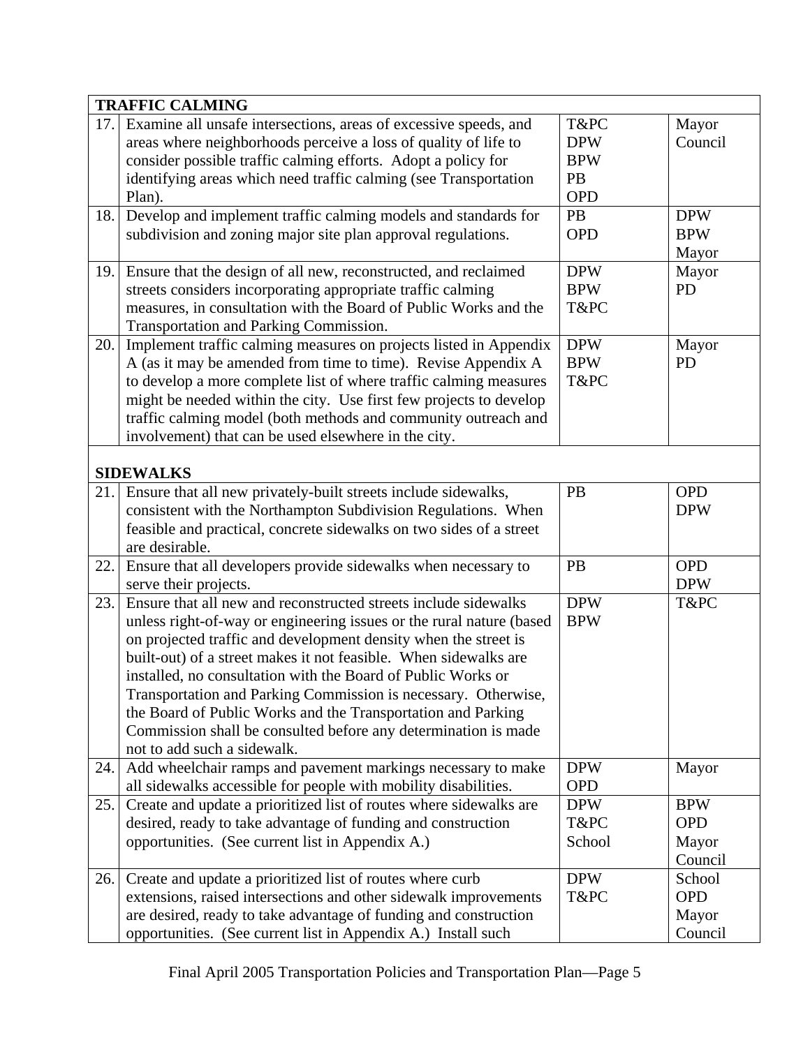| | | | |
|---|---|---|---|
| **TRAFFIC CALMING** | | | |
| 17. | Examine all unsafe intersections, areas of excessive speeds, and areas where neighborhoods perceive a loss of quality of life to consider possible traffic calming efforts. Adopt a policy for identifying areas which need traffic calming (see Transportation Plan). | T&PC<br>DPW<br>BPW<br>PB<br>OPD | Mayor<br>Council |
| 18. | Develop and implement traffic calming models and standards for subdivision and zoning major site plan approval regulations. | PB<br>OPD | DPW<br>BPW<br>Mayor |
| 19. | Ensure that the design of all new, reconstructed, and reclaimed streets considers incorporating appropriate traffic calming measures, in consultation with the Board of Public Works and the Transportation and Parking Commission. | DPW<br>BPW<br>T&PC | Mayor<br>PD |
| 20. | Implement traffic calming measures on projects listed in Appendix A (as it may be amended from time to time). Revise Appendix A to develop a more complete list of where traffic calming measures might be needed within the city. Use first few projects to develop traffic calming model (both methods and community outreach and involvement) that can be used elsewhere in the city. | DPW<br>BPW<br>T&PC | Mayor<br>PD |
| **SIDEWALKS** | | | |
| 21. | Ensure that all new privately-built streets include sidewalks, consistent with the Northampton Subdivision Regulations. When feasible and practical, concrete sidewalks on two sides of a street are desirable. | PB | OPD<br>DPW |
| 22. | Ensure that all developers provide sidewalks when necessary to serve their projects. | PB | OPD<br>DPW |
| 23. | Ensure that all new and reconstructed streets include sidewalks unless right-of-way or engineering issues or the rural nature (based on projected traffic and development density when the street is built-out) of a street makes it not feasible. When sidewalks are installed, no consultation with the Board of Public Works or Transportation and Parking Commission is necessary. Otherwise, the Board of Public Works and the Transportation and Parking Commission shall be consulted before any determination is made not to add such a sidewalk. | DPW<br>BPW | T&PC |
| 24. | Add wheelchair ramps and pavement markings necessary to make all sidewalks accessible for people with mobility disabilities. | DPW<br>OPD | Mayor |
| 25. | Create and update a prioritized list of routes where sidewalks are desired, ready to take advantage of funding and construction opportunities. (See current list in Appendix A.) | DPW<br>T&PC<br>School | BPW<br>OPD<br>Mayor<br>Council |
| 26. | Create and update a prioritized list of routes where curb extensions, raised intersections and other sidewalk improvements are desired, ready to take advantage of funding and construction opportunities. (See current list in Appendix A.) Install such | DPW<br>T&PC | School<br>OPD<br>Mayor<br>Council |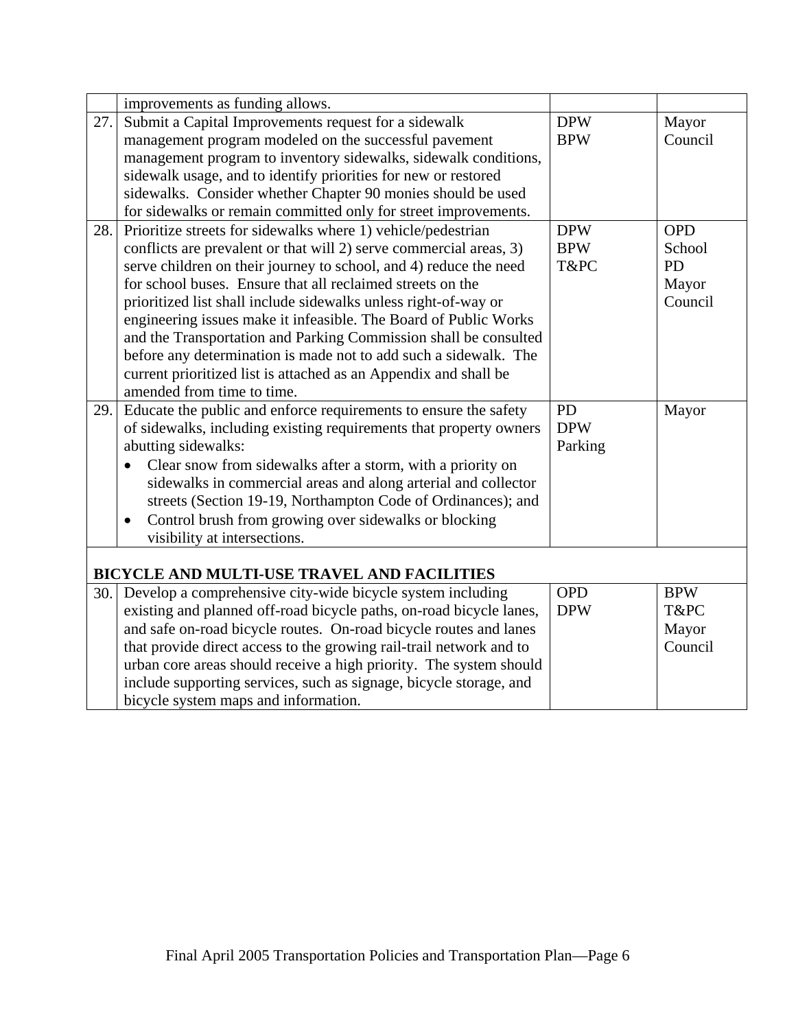| | | | |
|---|---|---|---|
| | improvements as funding allows. | | |
| 27. | Submit a Capital Improvements request for a sidewalk management program modeled on the successful pavement management program to inventory sidewalks, sidewalk conditions, sidewalk usage, and to identify priorities for new or restored sidewalks. Consider whether Chapter 90 monies should be used for sidewalks or remain committed only for street improvements. | DPW<br>BPW | Mayor<br>Council |
| 28. | Prioritize streets for sidewalks where 1) vehicle/pedestrian conflicts are prevalent or that will 2) serve commercial areas, 3) serve children on their journey to school, and 4) reduce the need for school buses. Ensure that all reclaimed streets on the prioritized list shall include sidewalks unless right-of-way or engineering issues make it infeasible. The Board of Public Works and the Transportation and Parking Commission shall be consulted before any determination is made not to add such a sidewalk. The current prioritized list is attached as an Appendix and shall be amended from time to time. | DPW<br>BPW<br>T&PC | OPD<br>School<br>PD<br>Mayor<br>Council |
| 29. | Educate the public and enforce requirements to ensure the safety of sidewalks, including existing requirements that property owners abutting sidewalks:<br>• Clear snow from sidewalks after a storm, with a priority on sidewalks in commercial areas and along arterial and collector streets (Section 19-19, Northampton Code of Ordinances); and<br>• Control brush from growing over sidewalks or blocking visibility at intersections. | PD<br>DPW<br>Parking | Mayor |
| | **BICYCLE AND MULTI-USE TRAVEL AND FACILITIES** | | |
| 30. | Develop a comprehensive city-wide bicycle system including existing and planned off-road bicycle paths, on-road bicycle lanes, and safe on-road bicycle routes. On-road bicycle routes and lanes that provide direct access to the growing rail-trail network and to urban core areas should receive a high priority. The system should include supporting services, such as signage, bicycle storage, and bicycle system maps and information. | OPD<br>DPW | BPW<br>T&PC<br>Mayor<br>Council |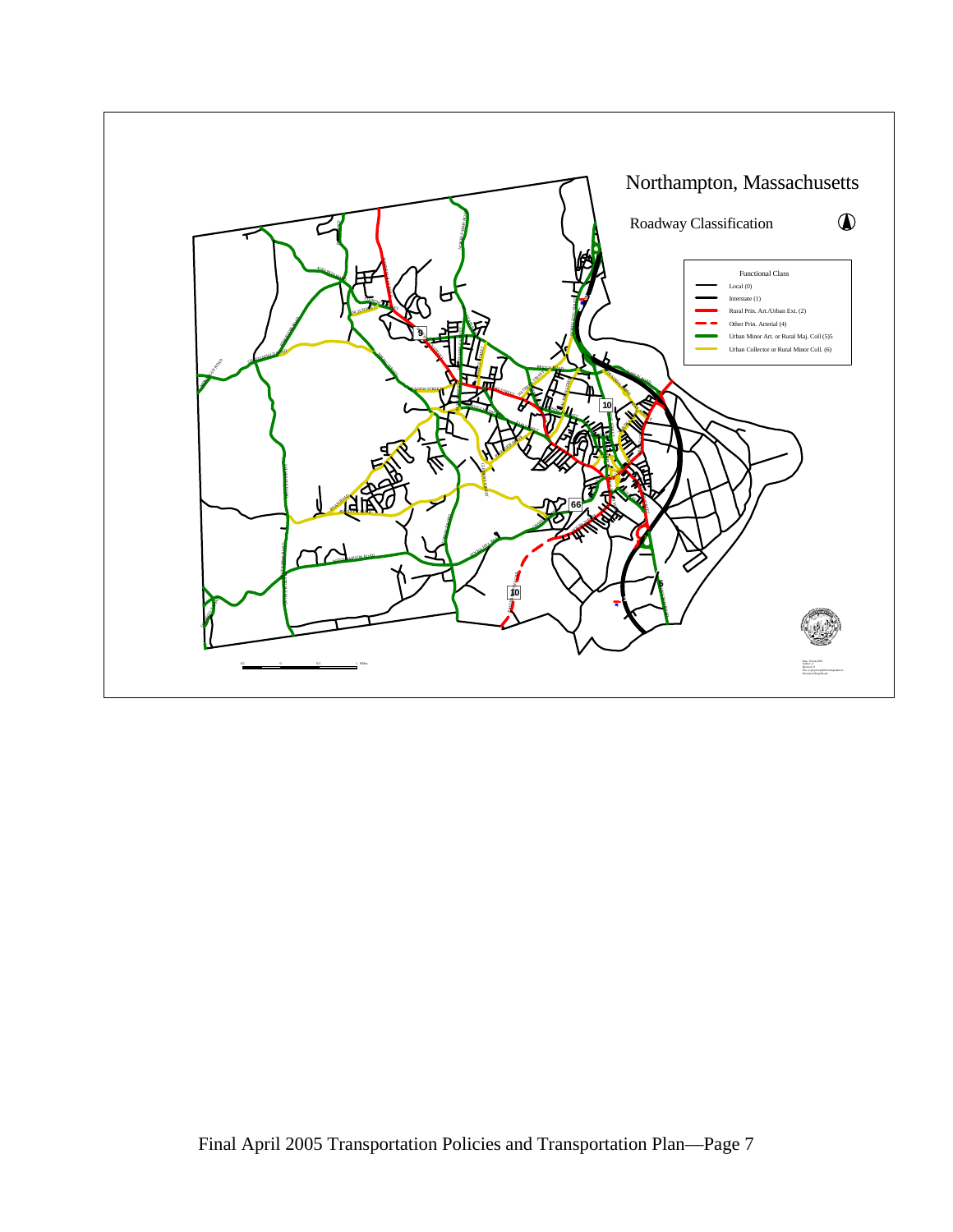# Northampton, Massachusetts

Roadway Classification

Functional Class

- Local (0)
- Interstate (1)
- Rural Prin. Art./Urban Ext. (2)
- Other Prin. Arterial (4)
- Urban Minor Art. or Rural Maj. Coll (5)5
- Urban Collector or Rural Minor Coll. (6)

Final April 2005 Transportation Policies and Transportation Plan—Page 7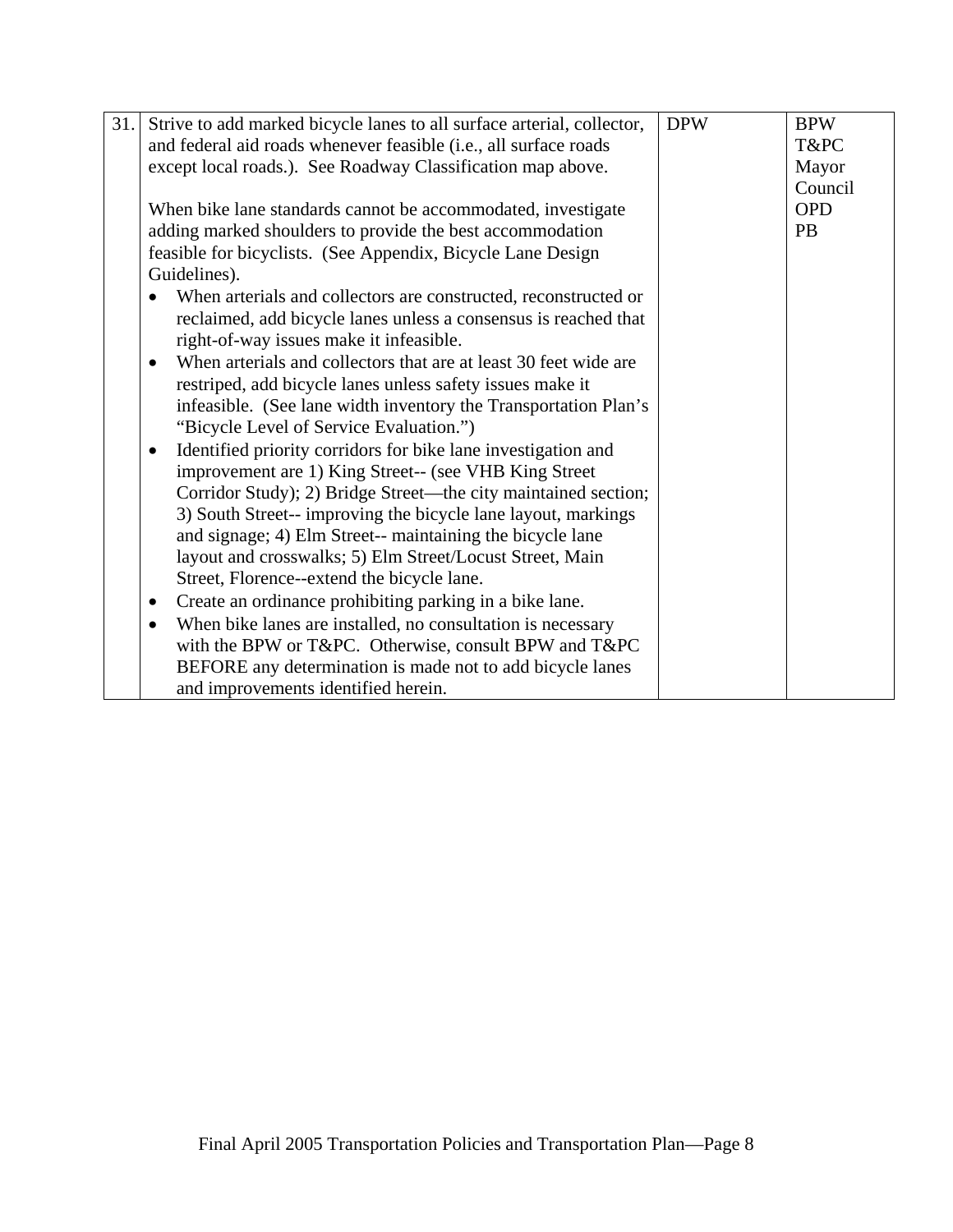| 31. | Strive to add marked bicycle lanes to all surface arterial, collector, and federal aid roads whenever feasible (i.e., all surface roads except local roads.). See Roadway Classification map above.<br><br>When bike lane standards cannot be accommodated, investigate adding marked shoulders to provide the best accommodation feasible for bicyclists. (See Appendix, Bicycle Lane Design Guidelines).<br>• When arterials and collectors are constructed, reconstructed or reclaimed, add bicycle lanes unless a consensus is reached that right-of-way issues make it infeasible.<br>• When arterials and collectors that are at least 30 feet wide are restriped, add bicycle lanes unless safety issues make it infeasible. (See lane width inventory the Transportation Plan's "Bicycle Level of Service Evaluation.")<br>• Identified priority corridors for bike lane investigation and improvement are 1) King Street-- (see VHB King Street Corridor Study); 2) Bridge Street—the city maintained section; 3) South Street-- improving the bicycle lane layout, markings and signage; 4) Elm Street-- maintaining the bicycle lane layout and crosswalks; 5) Elm Street/Locust Street, Main Street, Florence--extend the bicycle lane.<br>• Create an ordinance prohibiting parking in a bike lane.<br>• When bike lanes are installed, no consultation is necessary with the BPW or T&PC. Otherwise, consult BPW and T&PC BEFORE any determination is made not to add bicycle lanes and improvements identified herein. | DPW | BPW<br>T&PC<br>Mayor<br>Council<br>OPD<br>PB |
|---|---|---|---|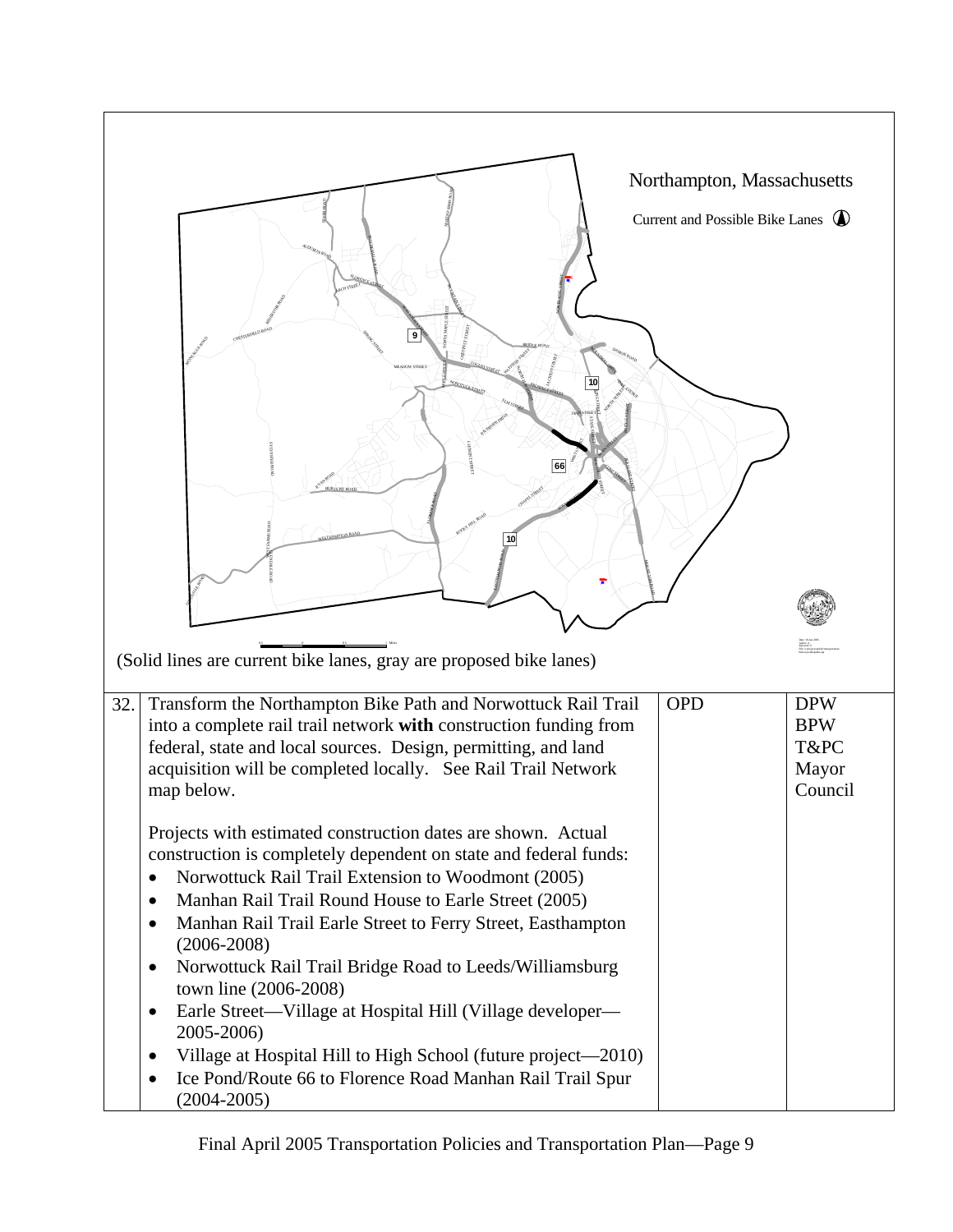Northampton, Massachusetts

Current and Possible Bike Lanes

(Solid lines are current bike lanes, gray are proposed bike lanes)

| | | | |
|---|---|---|---|
| 32. | Transform the Northampton Bike Path and Norwottuck Rail Trail into a complete rail trail network **with** construction funding from federal, state and local sources. Design, permitting, and land acquisition will be completed locally. See Rail Trail Network map below.<br><br>Projects with estimated construction dates are shown. Actual construction is completely dependent on state and federal funds:<br>• Norwottuck Rail Trail Extension to Woodmont (2005)<br>• Manhan Rail Trail Round House to Earle Street (2005)<br>• Manhan Rail Trail Earle Street to Ferry Street, Easthampton (2006-2008)<br>• Norwottuck Rail Trail Bridge Road to Leeds/Williamsburg town line (2006-2008)<br>• Earle Street—Village at Hospital Hill (Village developer—2005-2006)<br>• Village at Hospital Hill to High School (future project—2010)<br>• Ice Pond/Route 66 to Florence Road Manhan Rail Trail Spur (2004-2005) | OPD | DPW<br>BPW<br>T&PC<br>Mayor<br>Council |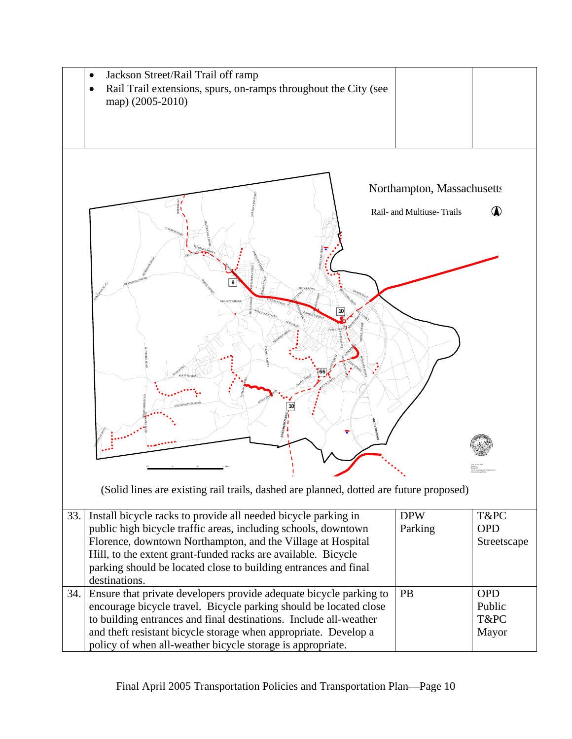| | | | |
|---|---|---|---|
| | • Jackson Street/Rail Trail off ramp<br>• Rail Trail extensions, spurs, on-ramps throughout the City (see map) (2005-2010) | | |

(Solid lines are existing rail trails, dashed are planned, dotted are future proposed)

| | | | |
|---|---|---|---|
| 33. | Install bicycle racks to provide all needed bicycle parking in public high bicycle traffic areas, including schools, downtown Florence, downtown Northampton, and the Village at Hospital Hill, to the extent grant-funded racks are available. Bicycle parking should be located close to building entrances and final destinations. | DPW<br>Parking | T&PC<br>OPD<br>Streetscape |
| 34. | Ensure that private developers provide adequate bicycle parking to encourage bicycle travel. Bicycle parking should be located close to building entrances and final destinations. Include all-weather and theft resistant bicycle storage when appropriate. Develop a policy of when all-weather bicycle storage is appropriate. | PB | OPD<br>Public<br>T&PC<br>Mayor |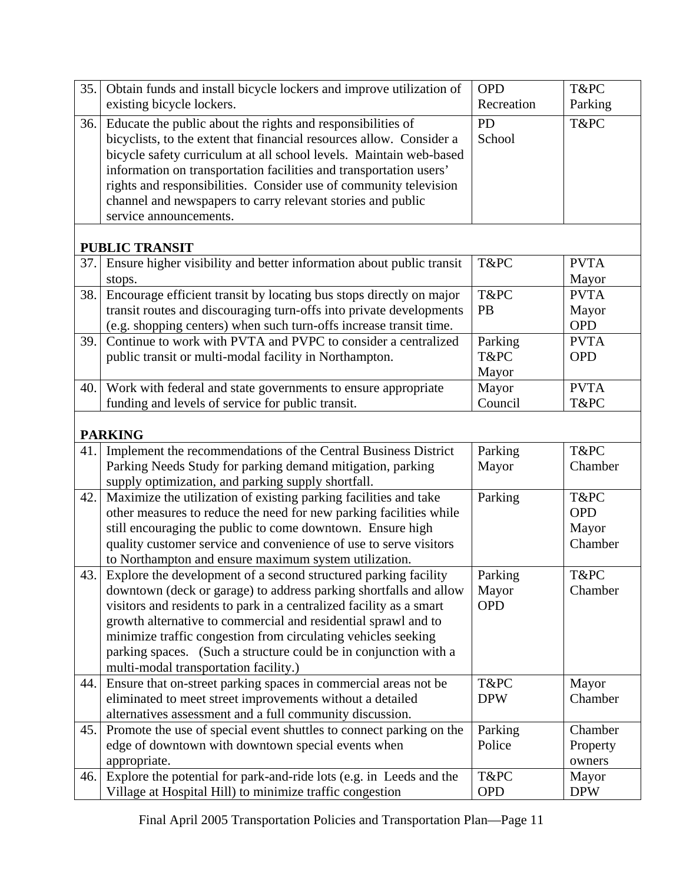| # | Action | Lead | Support |
|---|---|---|---|
| 35. | Obtain funds and install bicycle lockers and improve utilization of existing bicycle lockers. | OPD<br>Recreation | T&PC<br>Parking |
| 36. | Educate the public about the rights and responsibilities of bicyclists, to the extent that financial resources allow. Consider a bicycle safety curriculum at all school levels. Maintain web-based information on transportation facilities and transportation users' rights and responsibilities. Consider use of community television channel and newspapers to carry relevant stories and public service announcements. | PD<br>School | T&PC |
| | **PUBLIC TRANSIT** | | |
| 37. | Ensure higher visibility and better information about public transit stops. | T&PC | PVTA<br>Mayor |
| 38. | Encourage efficient transit by locating bus stops directly on major transit routes and discouraging turn-offs into private developments (e.g. shopping centers) when such turn-offs increase transit time. | T&PC<br>PB | PVTA<br>Mayor<br>OPD |
| 39. | Continue to work with PVTA and PVPC to consider a centralized public transit or multi-modal facility in Northampton. | Parking<br>T&PC<br>Mayor | PVTA<br>OPD |
| 40. | Work with federal and state governments to ensure appropriate funding and levels of service for public transit. | Mayor<br>Council | PVTA<br>T&PC |
| | **PARKING** | | |
| 41. | Implement the recommendations of the Central Business District Parking Needs Study for parking demand mitigation, parking supply optimization, and parking supply shortfall. | Parking<br>Mayor | T&PC<br>Chamber |
| 42. | Maximize the utilization of existing parking facilities and take other measures to reduce the need for new parking facilities while still encouraging the public to come downtown. Ensure high quality customer service and convenience of use to serve visitors to Northampton and ensure maximum system utilization. | Parking | T&PC<br>OPD<br>Mayor<br>Chamber |
| 43. | Explore the development of a second structured parking facility downtown (deck or garage) to address parking shortfalls and allow visitors and residents to park in a centralized facility as a smart growth alternative to commercial and residential sprawl and to minimize traffic congestion from circulating vehicles seeking parking spaces. (Such a structure could be in conjunction with a multi-modal transportation facility.) | Parking<br>Mayor<br>OPD | T&PC<br>Chamber |
| 44. | Ensure that on-street parking spaces in commercial areas not be eliminated to meet street improvements without a detailed alternatives assessment and a full community discussion. | T&PC<br>DPW | Mayor<br>Chamber |
| 45. | Promote the use of special event shuttles to connect parking on the edge of downtown with downtown special events when appropriate. | Parking<br>Police | Chamber<br>Property owners |
| 46. | Explore the potential for park-and-ride lots (e.g. in Leeds and the Village at Hospital Hill) to minimize traffic congestion | T&PC<br>OPD | Mayor<br>DPW |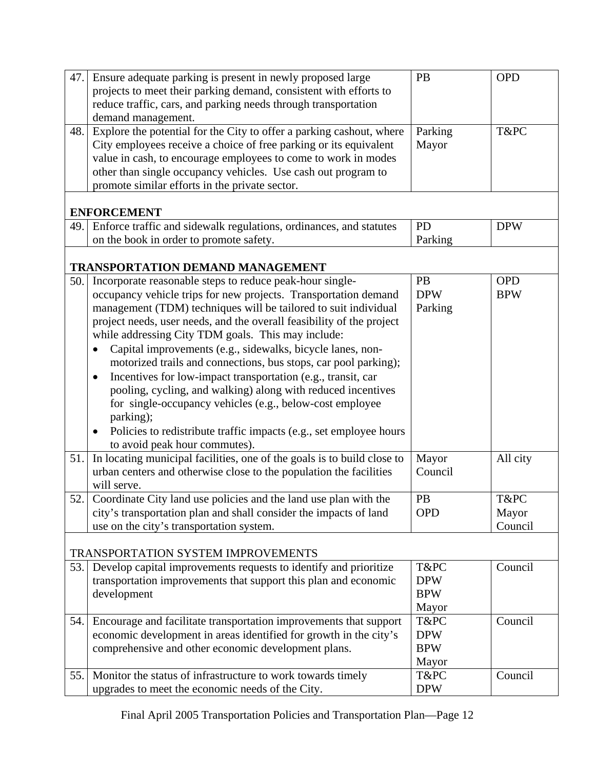| | | | |
|---|---|---|---|
| 47. | Ensure adequate parking is present in newly proposed large projects to meet their parking demand, consistent with efforts to reduce traffic, cars, and parking needs through transportation demand management. | PB | OPD |
| 48. | Explore the potential for the City to offer a parking cashout, where City employees receive a choice of free parking or its equivalent value in cash, to encourage employees to come to work in modes other than single occupancy vehicles. Use cash out program to promote similar efforts in the private sector. | Parking<br>Mayor | T&PC |
| | **ENFORCEMENT** | | |
| 49. | Enforce traffic and sidewalk regulations, ordinances, and statutes on the book in order to promote safety. | PD<br>Parking | DPW |
| | **TRANSPORTATION DEMAND MANAGEMENT** | | |
| 50. | Incorporate reasonable steps to reduce peak-hour single-occupancy vehicle trips for new projects. Transportation demand management (TDM) techniques will be tailored to suit individual project needs, user needs, and the overall feasibility of the project while addressing City TDM goals. This may include:<br>• Capital improvements (e.g., sidewalks, bicycle lanes, non-motorized trails and connections, bus stops, car pool parking);<br>• Incentives for low-impact transportation (e.g., transit, car pooling, cycling, and walking) along with reduced incentives for single-occupancy vehicles (e.g., below-cost employee parking);<br>• Policies to redistribute traffic impacts (e.g., set employee hours to avoid peak hour commutes). | PB<br>DPW<br>Parking | OPD<br>BPW |
| 51. | In locating municipal facilities, one of the goals is to build close to urban centers and otherwise close to the population the facilities will serve. | Mayor<br>Council | All city |
| 52. | Coordinate City land use policies and the land use plan with the city's transportation plan and shall consider the impacts of land use on the city's transportation system. | PB<br>OPD | T&PC<br>Mayor<br>Council |
| | TRANSPORTATION SYSTEM IMPROVEMENTS | | |
| 53. | Develop capital improvements requests to identify and prioritize transportation improvements that support this plan and economic development | T&PC<br>DPW<br>BPW<br>Mayor | Council |
| 54. | Encourage and facilitate transportation improvements that support economic development in areas identified for growth in the city's comprehensive and other economic development plans. | T&PC<br>DPW<br>BPW<br>Mayor | Council |
| 55. | Monitor the status of infrastructure to work towards timely upgrades to meet the economic needs of the City. | T&PC<br>DPW | Council |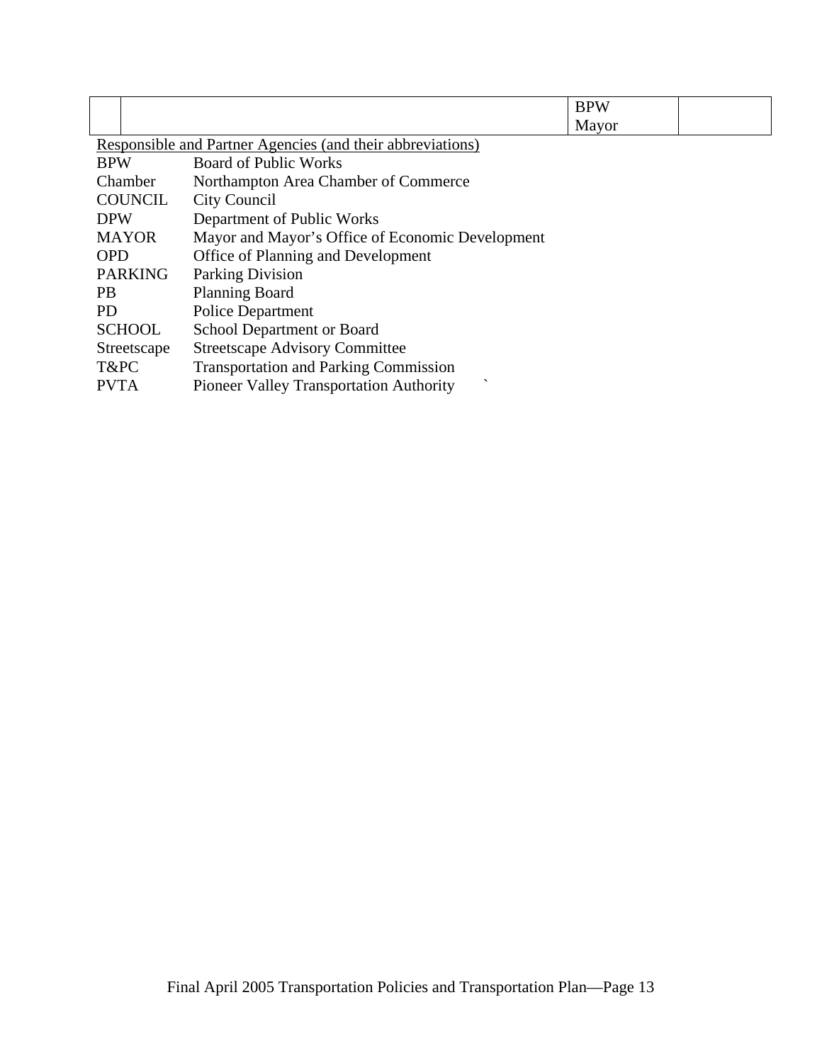|  |  | BPW<br>Mayor |  |
|---|---|---|---|

<u>Responsible and Partner Agencies (and their abbreviations)</u>

| | |
|---|---|
| BPW | Board of Public Works |
| Chamber | Northampton Area Chamber of Commerce |
| COUNCIL | City Council |
| DPW | Department of Public Works |
| MAYOR | Mayor and Mayor's Office of Economic Development |
| OPD | Office of Planning and Development |
| PARKING | Parking Division |
| PB | Planning Board |
| PD | Police Department |
| SCHOOL | School Department or Board |
| Streetscape | Streetscape Advisory Committee |
| T&PC | Transportation and Parking Commission |
| PVTA | Pioneer Valley Transportation Authority |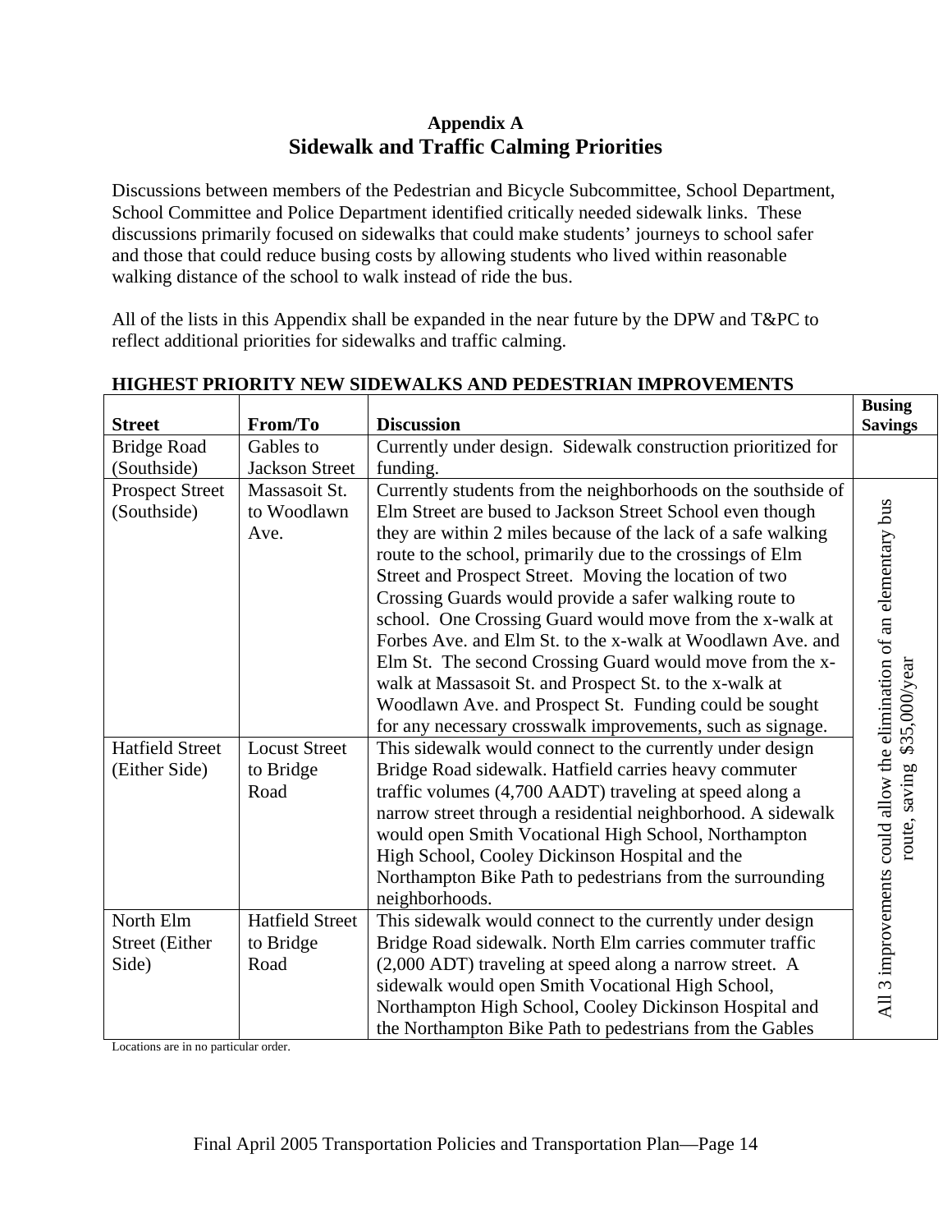## Appendix A
# Sidewalk and Traffic Calming Priorities

Discussions between members of the Pedestrian and Bicycle Subcommittee, School Department, School Committee and Police Department identified critically needed sidewalk links. These discussions primarily focused on sidewalks that could make students' journeys to school safer and those that could reduce busing costs by allowing students who lived within reasonable walking distance of the school to walk instead of ride the bus.

All of the lists in this Appendix shall be expanded in the near future by the DPW and T&PC to reflect additional priorities for sidewalks and traffic calming.

### HIGHEST PRIORITY NEW SIDEWALKS AND PEDESTRIAN IMPROVEMENTS

| Street | From/To | Discussion | Busing Savings |
|---|---|---|---|
| Bridge Road (Southside) | Gables to Jackson Street | Currently under design. Sidewalk construction prioritized for funding. | |
| Prospect Street (Southside) | Massasoit St. to Woodlawn Ave. | Currently students from the neighborhoods on the southside of Elm Street are bused to Jackson Street School even though they are within 2 miles because of the lack of a safe walking route to the school, primarily due to the crossings of Elm Street and Prospect Street. Moving the location of two Crossing Guards would provide a safer walking route to school. One Crossing Guard would move from the x-walk at Forbes Ave. and Elm St. to the x-walk at Woodlawn Ave. and Elm St. The second Crossing Guard would move from the x-walk at Massasoit St. and Prospect St. to the x-walk at Woodlawn Ave. and Prospect St. Funding could be sought for any necessary crosswalk improvements, such as signage. | All 3 improvements could allow the elimination of an elementary bus route, saving $35,000/year |
| Hatfield Street (Either Side) | Locust Street to Bridge Road | This sidewalk would connect to the currently under design Bridge Road sidewalk. Hatfield carries heavy commuter traffic volumes (4,700 AADT) traveling at speed along a narrow street through a residential neighborhood. A sidewalk would open Smith Vocational High School, Northampton High School, Cooley Dickinson Hospital and the Northampton Bike Path to pedestrians from the surrounding neighborhoods. | |
| North Elm Street (Either Side) | Hatfield Street to Bridge Road | This sidewalk would connect to the currently under design Bridge Road sidewalk. North Elm carries commuter traffic (2,000 ADT) traveling at speed along a narrow street. A sidewalk would open Smith Vocational High School, Northampton High School, Cooley Dickinson Hospital and the Northampton Bike Path to pedestrians from the Gables | |

Locations are in no particular order.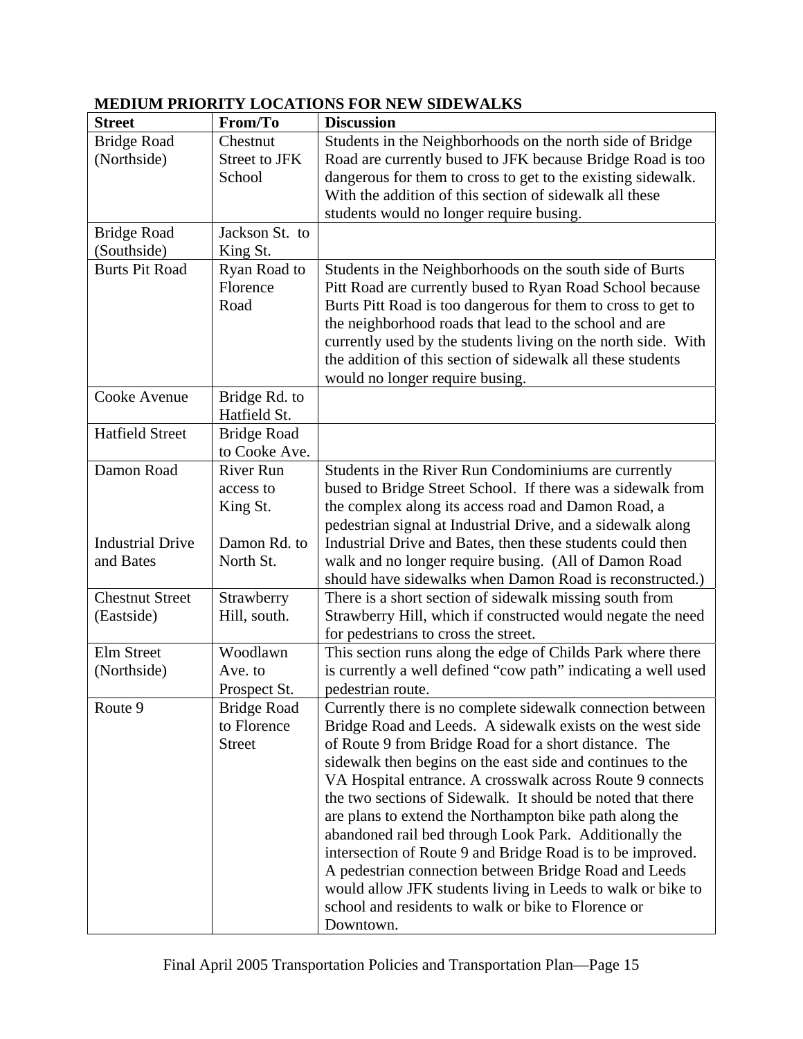**MEDIUM PRIORITY LOCATIONS FOR NEW SIDEWALKS**

| Street | From/To | Discussion |
|---|---|---|
| Bridge Road (Northside) | Chestnut Street to JFK School | Students in the Neighborhoods on the north side of Bridge Road are currently bused to JFK because Bridge Road is too dangerous for them to cross to get to the existing sidewalk. With the addition of this section of sidewalk all these students would no longer require busing. |
| Bridge Road (Southside) | Jackson St. to King St. | |
| Burts Pit Road | Ryan Road to Florence Road | Students in the Neighborhoods on the south side of Burts Pitt Road are currently bused to Ryan Road School because Burts Pitt Road is too dangerous for them to cross to get to the neighborhood roads that lead to the school and are currently used by the students living on the north side. With the addition of this section of sidewalk all these students would no longer require busing. |
| Cooke Avenue | Bridge Rd. to Hatfield St. | |
| Hatfield Street | Bridge Road to Cooke Ave. | |
| Damon Road<br><br>Industrial Drive and Bates | River Run access to King St.<br><br>Damon Rd. to North St. | Students in the River Run Condominiums are currently bused to Bridge Street School. If there was a sidewalk from the complex along its access road and Damon Road, a pedestrian signal at Industrial Drive, and a sidewalk along Industrial Drive and Bates, then these students could then walk and no longer require busing. (All of Damon Road should have sidewalks when Damon Road is reconstructed.) |
| Chestnut Street (Eastside) | Strawberry Hill, south. | There is a short section of sidewalk missing south from Strawberry Hill, which if constructed would negate the need for pedestrians to cross the street. |
| Elm Street (Northside) | Woodlawn Ave. to Prospect St. | This section runs along the edge of Childs Park where there is currently a well defined "cow path" indicating a well used pedestrian route. |
| Route 9 | Bridge Road to Florence Street | Currently there is no complete sidewalk connection between Bridge Road and Leeds. A sidewalk exists on the west side of Route 9 from Bridge Road for a short distance. The sidewalk then begins on the east side and continues to the VA Hospital entrance. A crosswalk across Route 9 connects the two sections of Sidewalk. It should be noted that there are plans to extend the Northampton bike path along the abandoned rail bed through Look Park. Additionally the intersection of Route 9 and Bridge Road is to be improved. A pedestrian connection between Bridge Road and Leeds would allow JFK students living in Leeds to walk or bike to school and residents to walk or bike to Florence or Downtown. |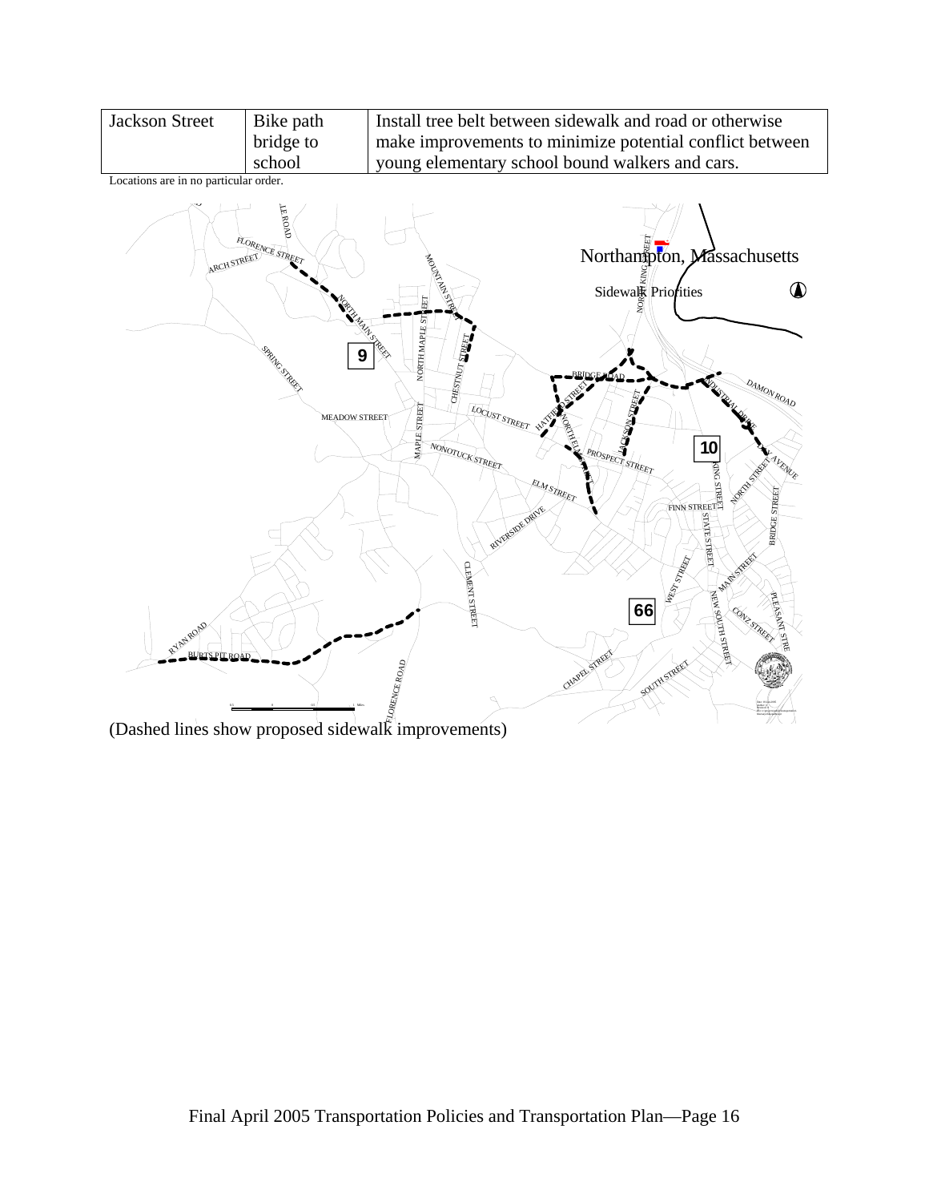| Jackson Street | Bike path bridge to school | Install tree belt between sidewalk and road or otherwise make improvements to minimize potential conflict between young elementary school bound walkers and cars. |
|---|---|---|

Locations are in no particular order.

(Dashed lines show proposed sidewalk improvements)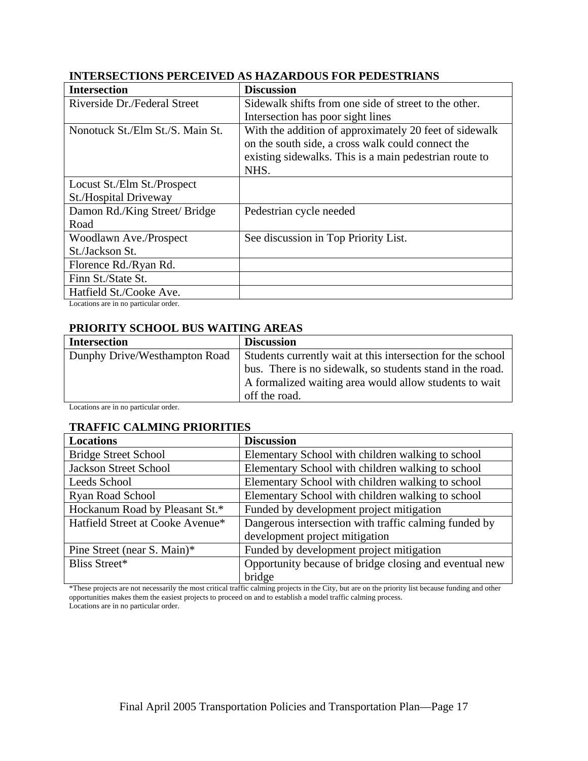## INTERSECTIONS PERCEIVED AS HAZARDOUS FOR PEDESTRIANS

| Intersection | Discussion |
|---|---|
| Riverside Dr./Federal Street | Sidewalk shifts from one side of street to the other. Intersection has poor sight lines |
| Nonotuck St./Elm St./S. Main St. | With the addition of approximately 20 feet of sidewalk on the south side, a cross walk could connect the existing sidewalks. This is a main pedestrian route to NHS. |
| Locust St./Elm St./Prospect St./Hospital Driveway | |
| Damon Rd./King Street/ Bridge Road | Pedestrian cycle needed |
| Woodlawn Ave./Prospect St./Jackson St. | See discussion in Top Priority List. |
| Florence Rd./Ryan Rd. | |
| Finn St./State St. | |
| Hatfield St./Cooke Ave. | |

Locations are in no particular order.

## PRIORITY SCHOOL BUS WAITING AREAS

| Intersection | Discussion |
|---|---|
| Dunphy Drive/Westhampton Road | Students currently wait at this intersection for the school bus. There is no sidewalk, so students stand in the road. A formalized waiting area would allow students to wait off the road. |

Locations are in no particular order.

## TRAFFIC CALMING PRIORITIES

| Locations | Discussion |
|---|---|
| Bridge Street School | Elementary School with children walking to school |
| Jackson Street School | Elementary School with children walking to school |
| Leeds School | Elementary School with children walking to school |
| Ryan Road School | Elementary School with children walking to school |
| Hockanum Road by Pleasant St.* | Funded by development project mitigation |
| Hatfield Street at Cooke Avenue* | Dangerous intersection with traffic calming funded by development project mitigation |
| Pine Street (near S. Main)* | Funded by development project mitigation |
| Bliss Street* | Opportunity because of bridge closing and eventual new bridge |

*These projects are not necessarily the most critical traffic calming projects in the City, but are on the priority list because funding and other opportunities makes them the easiest projects to proceed on and to establish a model traffic calming process.
Locations are in no particular order.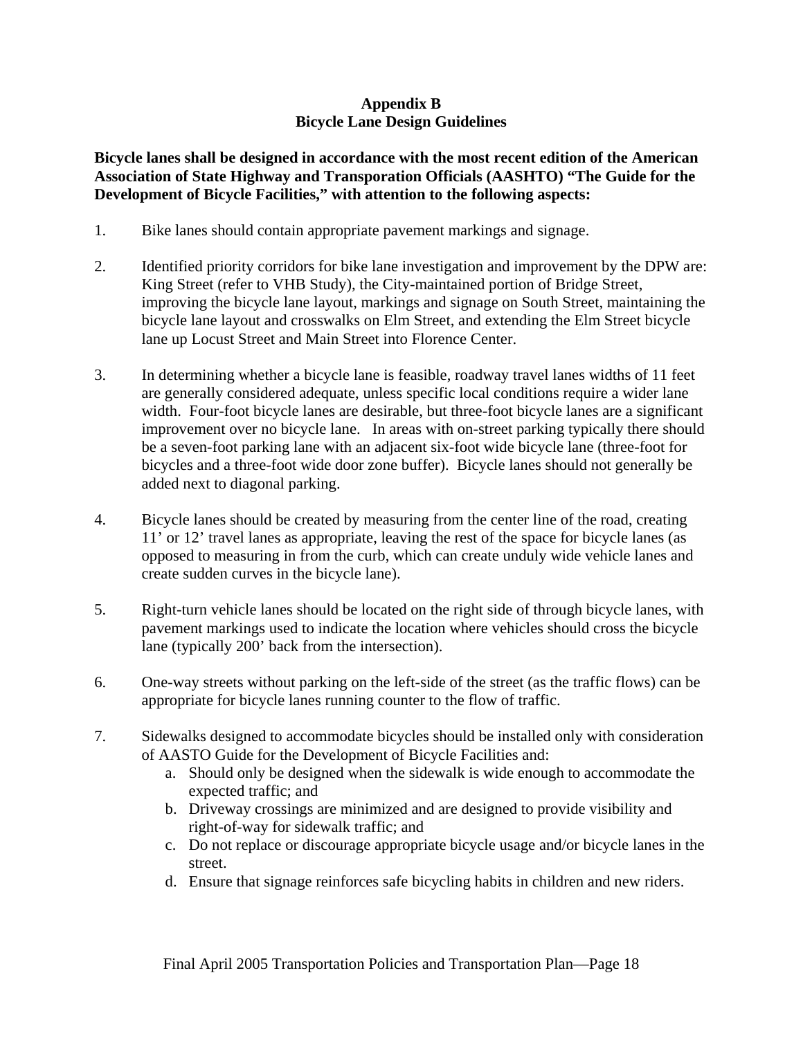## Appendix B
## Bicycle Lane Design Guidelines

**Bicycle lanes shall be designed in accordance with the most recent edition of the American Association of State Highway and Transporation Officials (AASHTO) "The Guide for the Development of Bicycle Facilities," with attention to the following aspects:**

1. Bike lanes should contain appropriate pavement markings and signage.

2. Identified priority corridors for bike lane investigation and improvement by the DPW are: King Street (refer to VHB Study), the City-maintained portion of Bridge Street, improving the bicycle lane layout, markings and signage on South Street, maintaining the bicycle lane layout and crosswalks on Elm Street, and extending the Elm Street bicycle lane up Locust Street and Main Street into Florence Center.

3. In determining whether a bicycle lane is feasible, roadway travel lanes widths of 11 feet are generally considered adequate, unless specific local conditions require a wider lane width. Four-foot bicycle lanes are desirable, but three-foot bicycle lanes are a significant improvement over no bicycle lane. In areas with on-street parking typically there should be a seven-foot parking lane with an adjacent six-foot wide bicycle lane (three-foot for bicycles and a three-foot wide door zone buffer). Bicycle lanes should not generally be added next to diagonal parking.

4. Bicycle lanes should be created by measuring from the center line of the road, creating 11' or 12' travel lanes as appropriate, leaving the rest of the space for bicycle lanes (as opposed to measuring in from the curb, which can create unduly wide vehicle lanes and create sudden curves in the bicycle lane).

5. Right-turn vehicle lanes should be located on the right side of through bicycle lanes, with pavement markings used to indicate the location where vehicles should cross the bicycle lane (typically 200' back from the intersection).

6. One-way streets without parking on the left-side of the street (as the traffic flows) can be appropriate for bicycle lanes running counter to the flow of traffic.

7. Sidewalks designed to accommodate bicycles should be installed only with consideration of AASTO Guide for the Development of Bicycle Facilities and:
   a. Should only be designed when the sidewalk is wide enough to accommodate the expected traffic; and
   b. Driveway crossings are minimized and are designed to provide visibility and right-of-way for sidewalk traffic; and
   c. Do not replace or discourage appropriate bicycle usage and/or bicycle lanes in the street.
   d. Ensure that signage reinforces safe bicycling habits in children and new riders.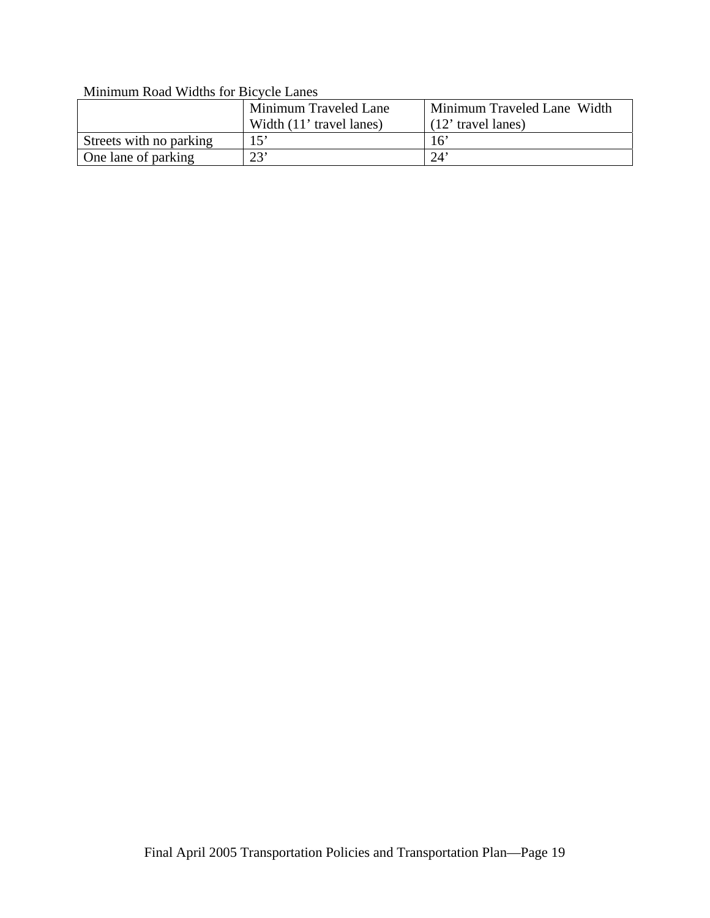Minimum Road Widths for Bicycle Lanes

| | Minimum Traveled Lane Width (11' travel lanes) | Minimum Traveled Lane Width (12' travel lanes) |
|---|---|---|
| Streets with no parking | 15' | 16' |
| One lane of parking | 23' | 24' |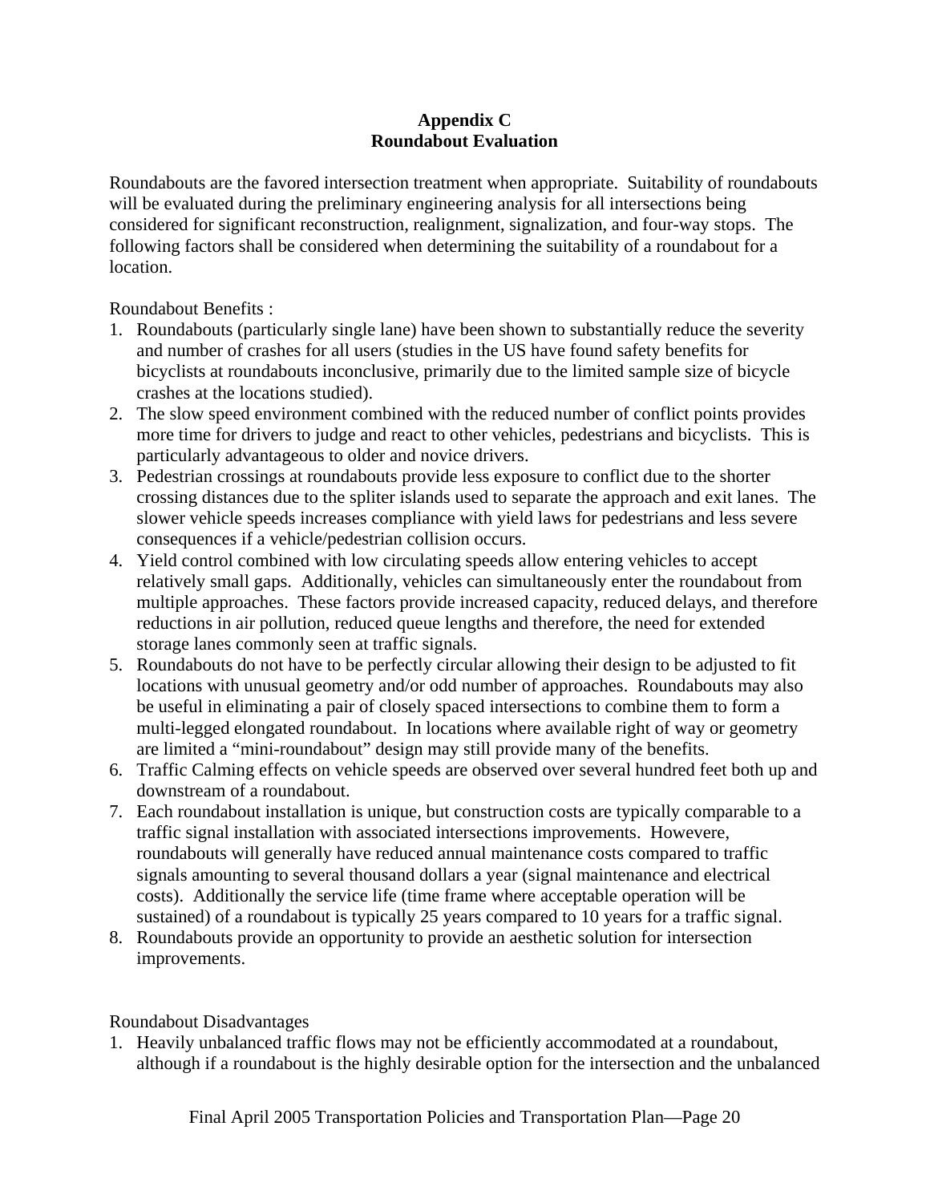## Appendix C
## Roundabout Evaluation

Roundabouts are the favored intersection treatment when appropriate. Suitability of roundabouts will be evaluated during the preliminary engineering analysis for all intersections being considered for significant reconstruction, realignment, signalization, and four-way stops. The following factors shall be considered when determining the suitability of a roundabout for a location.

Roundabout Benefits :

1. Roundabouts (particularly single lane) have been shown to substantially reduce the severity and number of crashes for all users (studies in the US have found safety benefits for bicyclists at roundabouts inconclusive, primarily due to the limited sample size of bicycle crashes at the locations studied).
2. The slow speed environment combined with the reduced number of conflict points provides more time for drivers to judge and react to other vehicles, pedestrians and bicyclists. This is particularly advantageous to older and novice drivers.
3. Pedestrian crossings at roundabouts provide less exposure to conflict due to the shorter crossing distances due to the spliter islands used to separate the approach and exit lanes. The slower vehicle speeds increases compliance with yield laws for pedestrians and less severe consequences if a vehicle/pedestrian collision occurs.
4. Yield control combined with low circulating speeds allow entering vehicles to accept relatively small gaps. Additionally, vehicles can simultaneously enter the roundabout from multiple approaches. These factors provide increased capacity, reduced delays, and therefore reductions in air pollution, reduced queue lengths and therefore, the need for extended storage lanes commonly seen at traffic signals.
5. Roundabouts do not have to be perfectly circular allowing their design to be adjusted to fit locations with unusual geometry and/or odd number of approaches. Roundabouts may also be useful in eliminating a pair of closely spaced intersections to combine them to form a multi-legged elongated roundabout. In locations where available right of way or geometry are limited a "mini-roundabout" design may still provide many of the benefits.
6. Traffic Calming effects on vehicle speeds are observed over several hundred feet both up and downstream of a roundabout.
7. Each roundabout installation is unique, but construction costs are typically comparable to a traffic signal installation with associated intersections improvements. Howevere, roundabouts will generally have reduced annual maintenance costs compared to traffic signals amounting to several thousand dollars a year (signal maintenance and electrical costs). Additionally the service life (time frame where acceptable operation will be sustained) of a roundabout is typically 25 years compared to 10 years for a traffic signal.
8. Roundabouts provide an opportunity to provide an aesthetic solution for intersection improvements.

Roundabout Disadvantages

1. Heavily unbalanced traffic flows may not be efficiently accommodated at a roundabout, although if a roundabout is the highly desirable option for the intersection and the unbalanced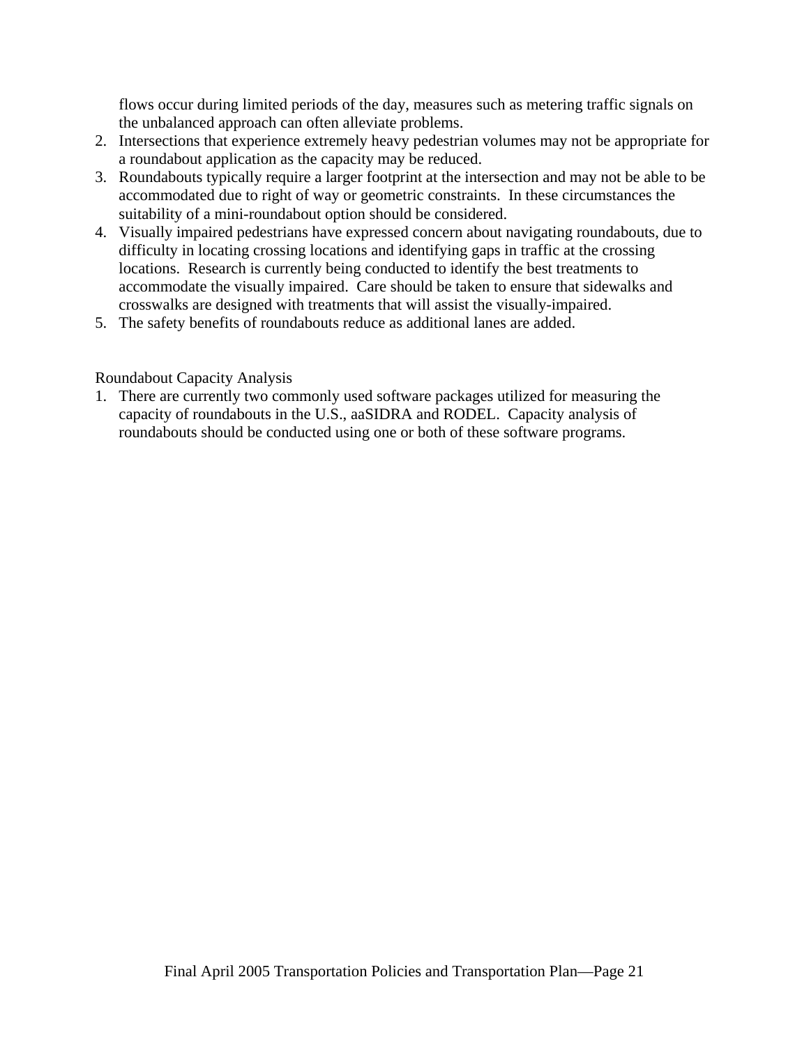flows occur during limited periods of the day, measures such as metering traffic signals on the unbalanced approach can often alleviate problems.

2. Intersections that experience extremely heavy pedestrian volumes may not be appropriate for a roundabout application as the capacity may be reduced.
3. Roundabouts typically require a larger footprint at the intersection and may not be able to be accommodated due to right of way or geometric constraints. In these circumstances the suitability of a mini-roundabout option should be considered.
4. Visually impaired pedestrians have expressed concern about navigating roundabouts, due to difficulty in locating crossing locations and identifying gaps in traffic at the crossing locations. Research is currently being conducted to identify the best treatments to accommodate the visually impaired. Care should be taken to ensure that sidewalks and crosswalks are designed with treatments that will assist the visually-impaired.
5. The safety benefits of roundabouts reduce as additional lanes are added.

Roundabout Capacity Analysis

1. There are currently two commonly used software packages utilized for measuring the capacity of roundabouts in the U.S., aaSIDRA and RODEL. Capacity analysis of roundabouts should be conducted using one or both of these software programs.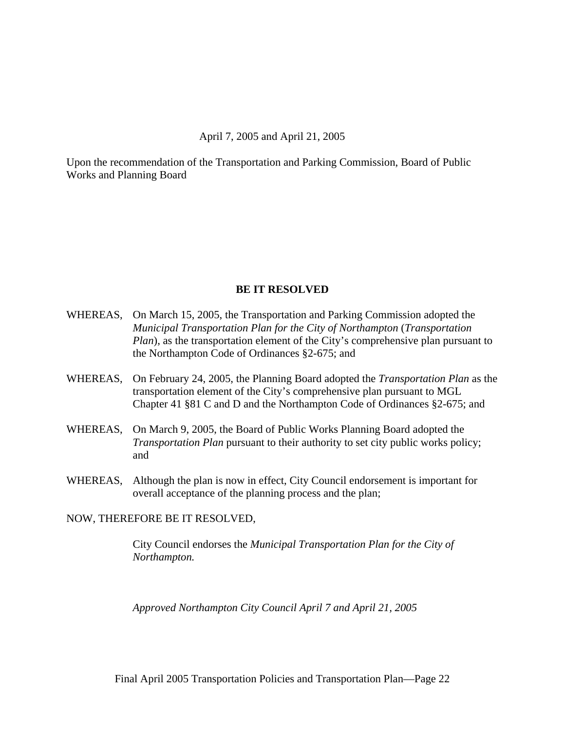April 7, 2005 and April 21, 2005

Upon the recommendation of the Transportation and Parking Commission, Board of Public Works and Planning Board

**BE IT RESOLVED**

WHEREAS, On March 15, 2005, the Transportation and Parking Commission adopted the *Municipal Transportation Plan for the City of Northampton* (*Transportation Plan*), as the transportation element of the City's comprehensive plan pursuant to the Northampton Code of Ordinances §2-675; and

WHEREAS, On February 24, 2005, the Planning Board adopted the *Transportation Plan* as the transportation element of the City's comprehensive plan pursuant to MGL Chapter 41 §81 C and D and the Northampton Code of Ordinances §2-675; and

WHEREAS, On March 9, 2005, the Board of Public Works Planning Board adopted the *Transportation Plan* pursuant to their authority to set city public works policy; and

WHEREAS, Although the plan is now in effect, City Council endorsement is important for overall acceptance of the planning process and the plan;

NOW, THEREFORE BE IT RESOLVED,

City Council endorses the *Municipal Transportation Plan for the City of Northampton.*

*Approved Northampton City Council April 7 and April 21, 2005*